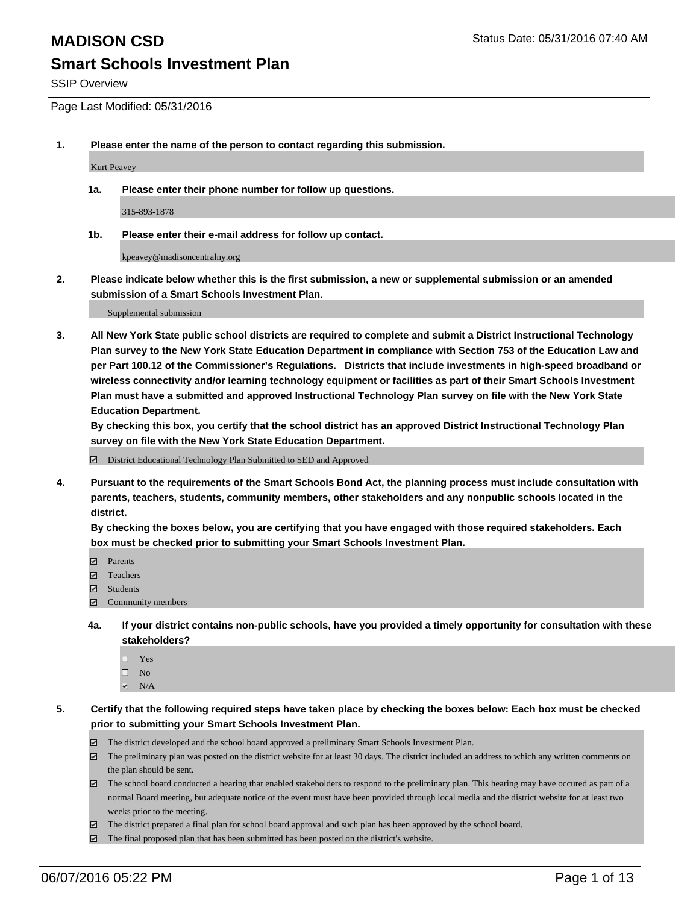# MADISON CSD

Status Date: 05/31/2016 07:40 AM

## Smart Schools Investment Plan

SSIP Overview

Page Last Modified: 05/31/2016

**1. Please enter the name of the person to contact regarding this submission.**

Kurt Peavey

**1a. Please enter their phone number for follow up questions.**

315-893-1878

**1b. Please enter their e-mail address for follow up contact.**

kpeavey@madisoncentralny.org

**2. Please indicate below whether this is the first submission, a new or supplemental submission or an amended submission of a Smart Schools Investment Plan.**

Supplemental submission

**3. All New York State public school districts are required to complete and submit a District Instructional Technology Plan survey to the New York State Education Department in compliance with Section 753 of the Education Law and per Part 100.12 of the Commissioner's Regulations. Districts that include investments in high-speed broadband or wireless connectivity and/or learning technology equipment or facilities as part of their Smart Schools Investment Plan must have a submitted and approved Instructional Technology Plan survey on file with the New York State Education Department.**
**By checking this box, you certify that the school district has an approved District Instructional Technology Plan survey on file with the New York State Education Department.**

- [x] District Educational Technology Plan Submitted to SED and Approved

**4. Pursuant to the requirements of the Smart Schools Bond Act, the planning process must include consultation with parents, teachers, students, community members, other stakeholders and any nonpublic schools located in the district.**
**By checking the boxes below, you are certifying that you have engaged with those required stakeholders. Each box must be checked prior to submitting your Smart Schools Investment Plan.**

- [x] Parents
- [x] Teachers
- [x] Students
- [x] Community members

**4a. If your district contains non-public schools, have you provided a timely opportunity for consultation with these stakeholders?**

- [ ] Yes
- [ ] No
- [x] N/A

**5. Certify that the following required steps have taken place by checking the boxes below: Each box must be checked prior to submitting your Smart Schools Investment Plan.**

- [x] The district developed and the school board approved a preliminary Smart Schools Investment Plan.
- [x] The preliminary plan was posted on the district website for at least 30 days. The district included an address to which any written comments on the plan should be sent.
- [x] The school board conducted a hearing that enabled stakeholders to respond to the preliminary plan. This hearing may have occured as part of a normal Board meeting, but adequate notice of the event must have been provided through local media and the district website for at least two weeks prior to the meeting.
- [x] The district prepared a final plan for school board approval and such plan has been approved by the school board.
- [x] The final proposed plan that has been submitted has been posted on the district's website.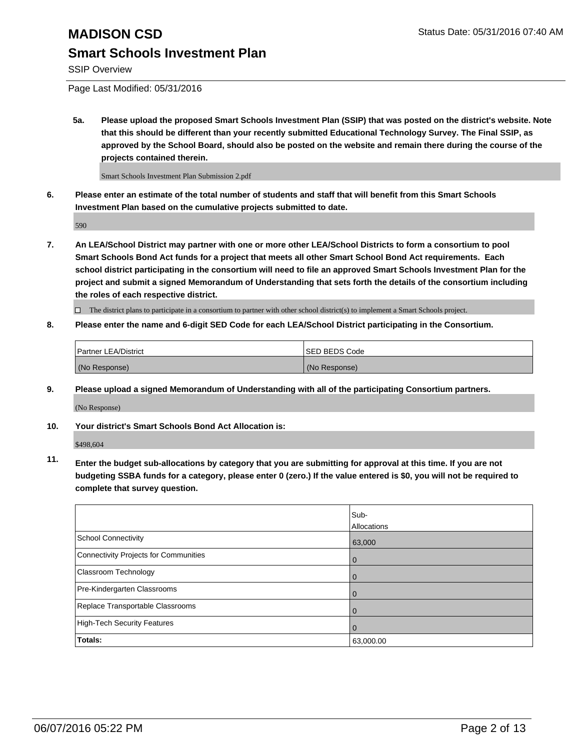# MADISON CSD

Status Date: 05/31/2016 07:40 AM

## Smart Schools Investment Plan

SSIP Overview

Page Last Modified: 05/31/2016

**5a. Please upload the proposed Smart Schools Investment Plan (SSIP) that was posted on the district's website. Note that this should be different than your recently submitted Educational Technology Survey. The Final SSIP, as approved by the School Board, should also be posted on the website and remain there during the course of the projects contained therein.**

Smart Schools Investment Plan Submission 2.pdf

**6. Please enter an estimate of the total number of students and staff that will benefit from this Smart Schools Investment Plan based on the cumulative projects submitted to date.**

590

**7. An LEA/School District may partner with one or more other LEA/School Districts to form a consortium to pool Smart Schools Bond Act funds for a project that meets all other Smart School Bond Act requirements. Each school district participating in the consortium will need to file an approved Smart Schools Investment Plan for the project and submit a signed Memorandum of Understanding that sets forth the details of the consortium including the roles of each respective district.**

☐ The district plans to participate in a consortium to partner with other school district(s) to implement a Smart Schools project.

**8. Please enter the name and 6-digit SED Code for each LEA/School District participating in the Consortium.**

| Partner LEA/District | SED BEDS Code |
|---|---|
| (No Response) | (No Response) |

**9. Please upload a signed Memorandum of Understanding with all of the participating Consortium partners.**

(No Response)

**10. Your district's Smart Schools Bond Act Allocation is:**

$498,604

**11. Enter the budget sub-allocations by category that you are submitting for approval at this time. If you are not budgeting SSBA funds for a category, please enter 0 (zero.) If the value entered is $0, you will not be required to complete that survey question.**

| | Sub-Allocations |
|---|---|
| School Connectivity | 63,000 |
| Connectivity Projects for Communities | 0 |
| Classroom Technology | 0 |
| Pre-Kindergarten Classrooms | 0 |
| Replace Transportable Classrooms | 0 |
| High-Tech Security Features | 0 |
| **Totals:** | 63,000.00 |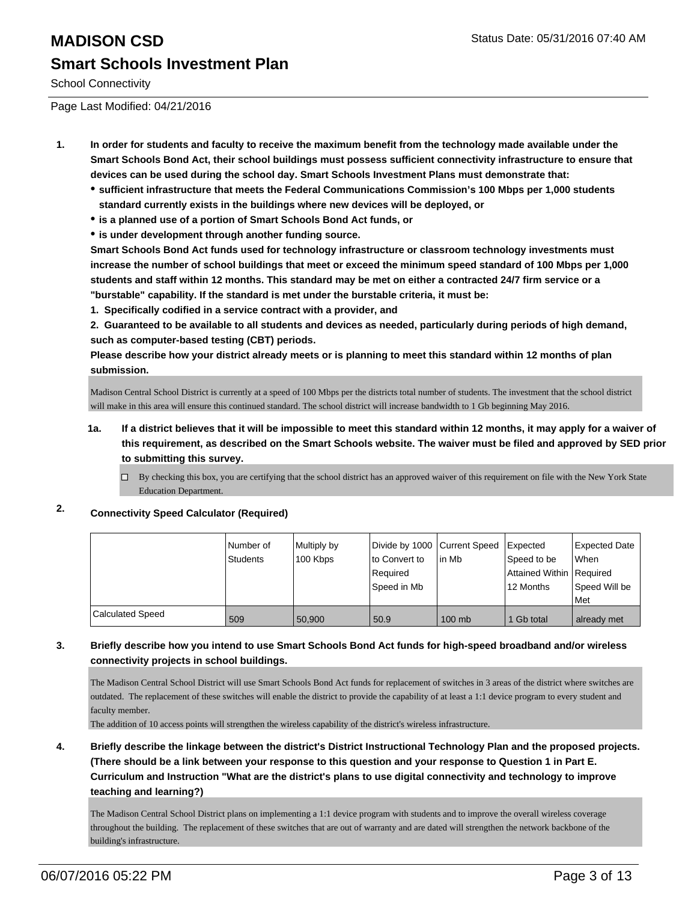# MADISON CSD

## Smart Schools Investment Plan

School Connectivity

Page Last Modified: 04/21/2016

1. **In order for students and faculty to receive the maximum benefit from the technology made available under the Smart Schools Bond Act, their school buildings must possess sufficient connectivity infrastructure to ensure that devices can be used during the school day. Smart Schools Investment Plans must demonstrate that:**
   - **sufficient infrastructure that meets the Federal Communications Commission's 100 Mbps per 1,000 students standard currently exists in the buildings where new devices will be deployed, or**
   - **is a planned use of a portion of Smart Schools Bond Act funds, or**
   - **is under development through another funding source.**

   **Smart Schools Bond Act funds used for technology infrastructure or classroom technology investments must increase the number of school buildings that meet or exceed the minimum speed standard of 100 Mbps per 1,000 students and staff within 12 months. This standard may be met on either a contracted 24/7 firm service or a "burstable" capability. If the standard is met under the burstable criteria, it must be:**

   **1. Specifically codified in a service contract with a provider, and**

   **2. Guaranteed to be available to all students and devices as needed, particularly during periods of high demand, such as computer-based testing (CBT) periods.**

   **Please describe how your district already meets or is planning to meet this standard within 12 months of plan submission.**

   Madison Central School District is currently at a speed of 100 Mbps per the districts total number of students. The investment that the school district will make in this area will ensure this continued standard. The school district will increase bandwidth to 1 Gb beginning May 2016.

   **1a. If a district believes that it will be impossible to meet this standard within 12 months, it may apply for a waiver of this requirement, as described on the Smart Schools website. The waiver must be filed and approved by SED prior to submitting this survey.**

   ☐ By checking this box, you are certifying that the school district has an approved waiver of this requirement on file with the New York State Education Department.

2. **Connectivity Speed Calculator (Required)**

| | Number of Students | Multiply by 100 Kbps | Divide by 1000 to Convert to Required Speed in Mb | Current Speed in Mb | Expected Speed to be Attained Within 12 Months | Expected Date When Required Speed Will be Met |
|---|---|---|---|---|---|---|
| Calculated Speed | 509 | 50,900 | 50.9 | 100 mb | 1 Gb total | already met |

3. **Briefly describe how you intend to use Smart Schools Bond Act funds for high-speed broadband and/or wireless connectivity projects in school buildings.**

   The Madison Central School District will use Smart Schools Bond Act funds for replacement of switches in 3 areas of the district where switches are outdated. The replacement of these switches will enable the district to provide the capability of at least a 1:1 device program to every student and faculty member.
   The addition of 10 access points will strengthen the wireless capability of the district's wireless infrastructure.

4. **Briefly describe the linkage between the district's District Instructional Technology Plan and the proposed projects. (There should be a link between your response to this question and your response to Question 1 in Part E. Curriculum and Instruction "What are the district's plans to use digital connectivity and technology to improve teaching and learning?)**

   The Madison Central School District plans on implementing a 1:1 device program with students and to improve the overall wireless coverage throughout the building. The replacement of these switches that are out of warranty and are dated will strengthen the network backbone of the building's infrastructure.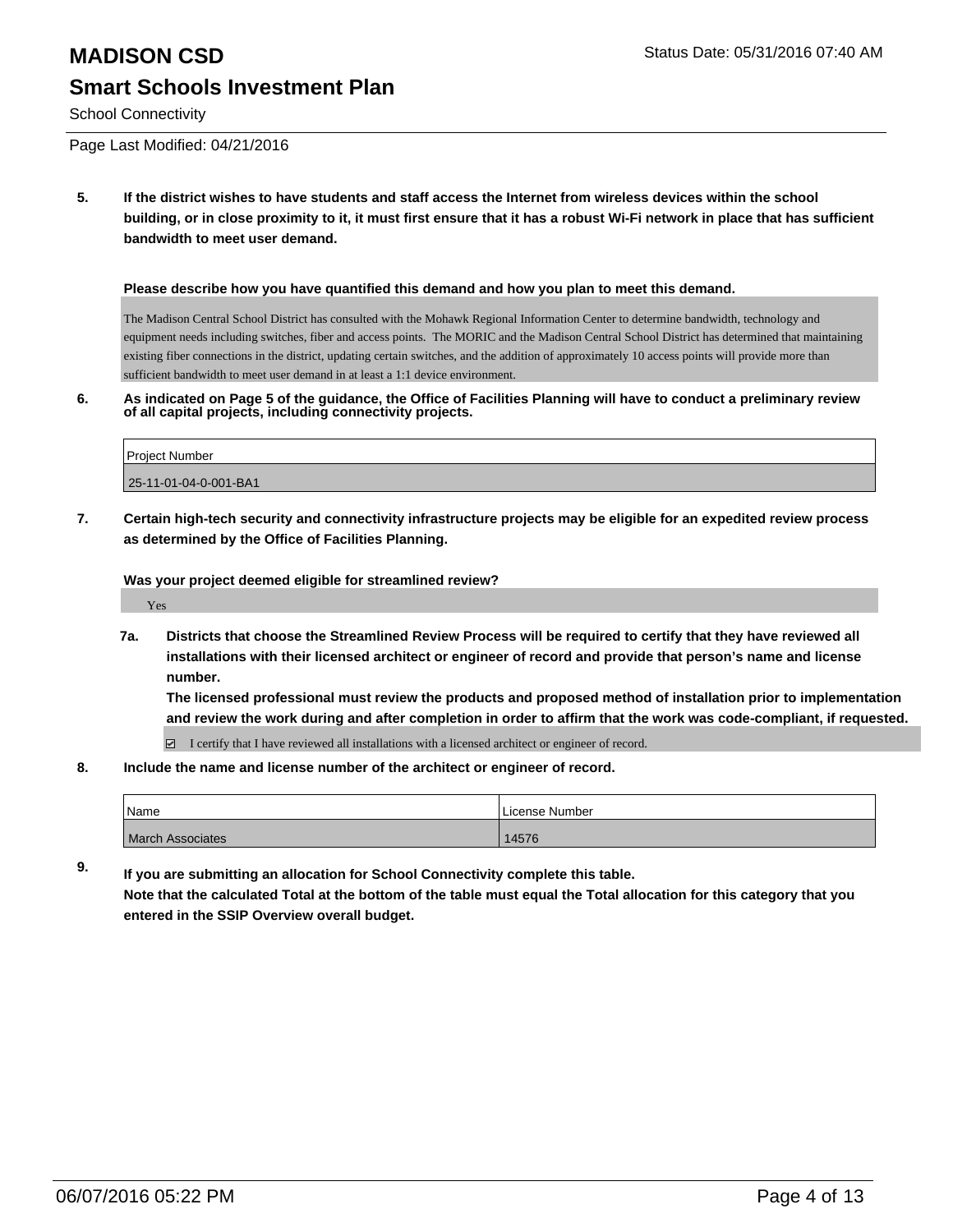# MADISON CSD

## Smart Schools Investment Plan

School Connectivity

Page Last Modified: 04/21/2016

**5. If the district wishes to have students and staff access the Internet from wireless devices within the school building, or in close proximity to it, it must first ensure that it has a robust Wi-Fi network in place that has sufficient bandwidth to meet user demand.**

**Please describe how you have quantified this demand and how you plan to meet this demand.**

The Madison Central School District has consulted with the Mohawk Regional Information Center to determine bandwidth, technology and equipment needs including switches, fiber and access points. The MORIC and the Madison Central School District has determined that maintaining existing fiber connections in the district, updating certain switches, and the addition of approximately 10 access points will provide more than sufficient bandwidth to meet user demand in at least a 1:1 device environment.

**6. As indicated on Page 5 of the guidance, the Office of Facilities Planning will have to conduct a preliminary review of all capital projects, including connectivity projects.**

| Project Number |
| --- |
| 25-11-01-04-0-001-BA1 |

**7. Certain high-tech security and connectivity infrastructure projects may be eligible for an expedited review process as determined by the Office of Facilities Planning.**

**Was your project deemed eligible for streamlined review?**

Yes

**7a. Districts that choose the Streamlined Review Process will be required to certify that they have reviewed all installations with their licensed architect or engineer of record and provide that person's name and license number.**
**The licensed professional must review the products and proposed method of installation prior to implementation and review the work during and after completion in order to affirm that the work was code-compliant, if requested.**

☑ I certify that I have reviewed all installations with a licensed architect or engineer of record.

**8. Include the name and license number of the architect or engineer of record.**

| Name | License Number |
| --- | --- |
| March Associates | 14576 |

**9. If you are submitting an allocation for School Connectivity complete this table.**
**Note that the calculated Total at the bottom of the table must equal the Total allocation for this category that you entered in the SSIP Overview overall budget.**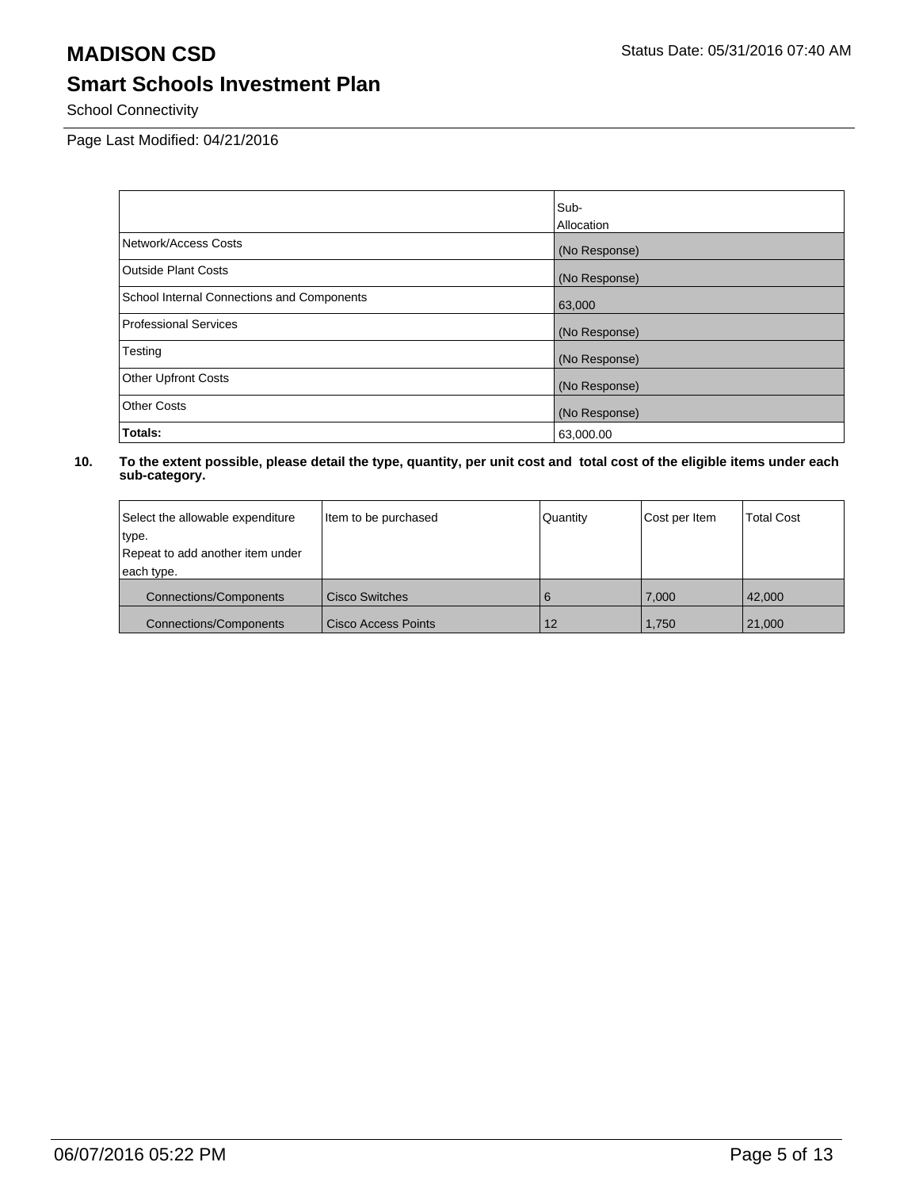# MADISON CSD

Status Date: 05/31/2016 07:40 AM

## Smart Schools Investment Plan

School Connectivity

Page Last Modified: 04/21/2016

| | Sub-Allocation |
|---|---|
| Network/Access Costs | (No Response) |
| Outside Plant Costs | (No Response) |
| School Internal Connections and Components | 63,000 |
| Professional Services | (No Response) |
| Testing | (No Response) |
| Other Upfront Costs | (No Response) |
| Other Costs | (No Response) |
| **Totals:** | 63,000.00 |

**10. To the extent possible, please detail the type, quantity, per unit cost and total cost of the eligible items under each sub-category.**

| Select the allowable expenditure type. Repeat to add another item under each type. | Item to be purchased | Quantity | Cost per Item | Total Cost |
|---|---|---|---|---|
| Connections/Components | Cisco Switches | 6 | 7,000 | 42,000 |
| Connections/Components | Cisco Access Points | 12 | 1,750 | 21,000 |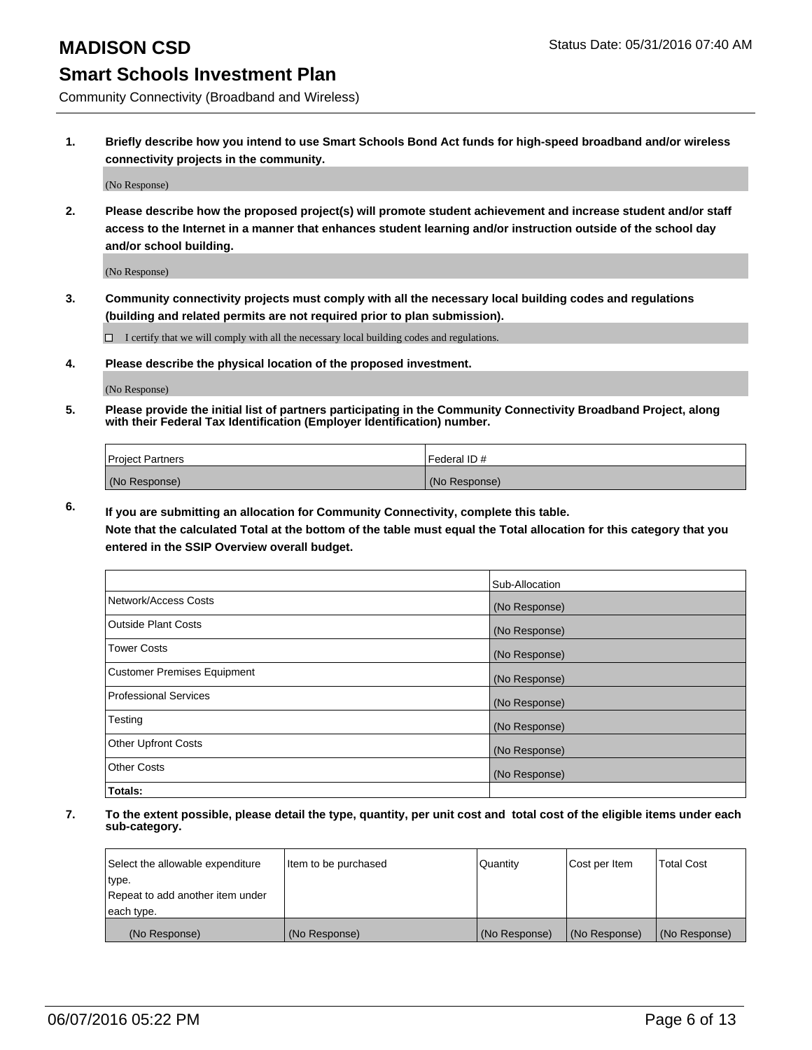# MADISON CSD

Status Date: 05/31/2016 07:40 AM

## Smart Schools Investment Plan

Community Connectivity (Broadband and Wireless)

1. **Briefly describe how you intend to use Smart Schools Bond Act funds for high-speed broadband and/or wireless connectivity projects in the community.**

   (No Response)

2. **Please describe how the proposed project(s) will promote student achievement and increase student and/or staff access to the Internet in a manner that enhances student learning and/or instruction outside of the school day and/or school building.**

   (No Response)

3. **Community connectivity projects must comply with all the necessary local building codes and regulations (building and related permits are not required prior to plan submission).**

   ☐ I certify that we will comply with all the necessary local building codes and regulations.

4. **Please describe the physical location of the proposed investment.**

   (No Response)

5. **Please provide the initial list of partners participating in the Community Connectivity Broadband Project, along with their Federal Tax Identification (Employer Identification) number.**

| Project Partners | Federal ID # |
| --- | --- |
| (No Response) | (No Response) |

6. **If you are submitting an allocation for Community Connectivity, complete this table.**
   **Note that the calculated Total at the bottom of the table must equal the Total allocation for this category that you entered in the SSIP Overview overall budget.**

| | Sub-Allocation |
| --- | --- |
| Network/Access Costs | (No Response) |
| Outside Plant Costs | (No Response) |
| Tower Costs | (No Response) |
| Customer Premises Equipment | (No Response) |
| Professional Services | (No Response) |
| Testing | (No Response) |
| Other Upfront Costs | (No Response) |
| Other Costs | (No Response) |
| **Totals:** | |

7. **To the extent possible, please detail the type, quantity, per unit cost and total cost of the eligible items under each sub-category.**

| Select the allowable expenditure type. Repeat to add another item under each type. | Item to be purchased | Quantity | Cost per Item | Total Cost |
| --- | --- | --- | --- | --- |
| (No Response) | (No Response) | (No Response) | (No Response) | (No Response) |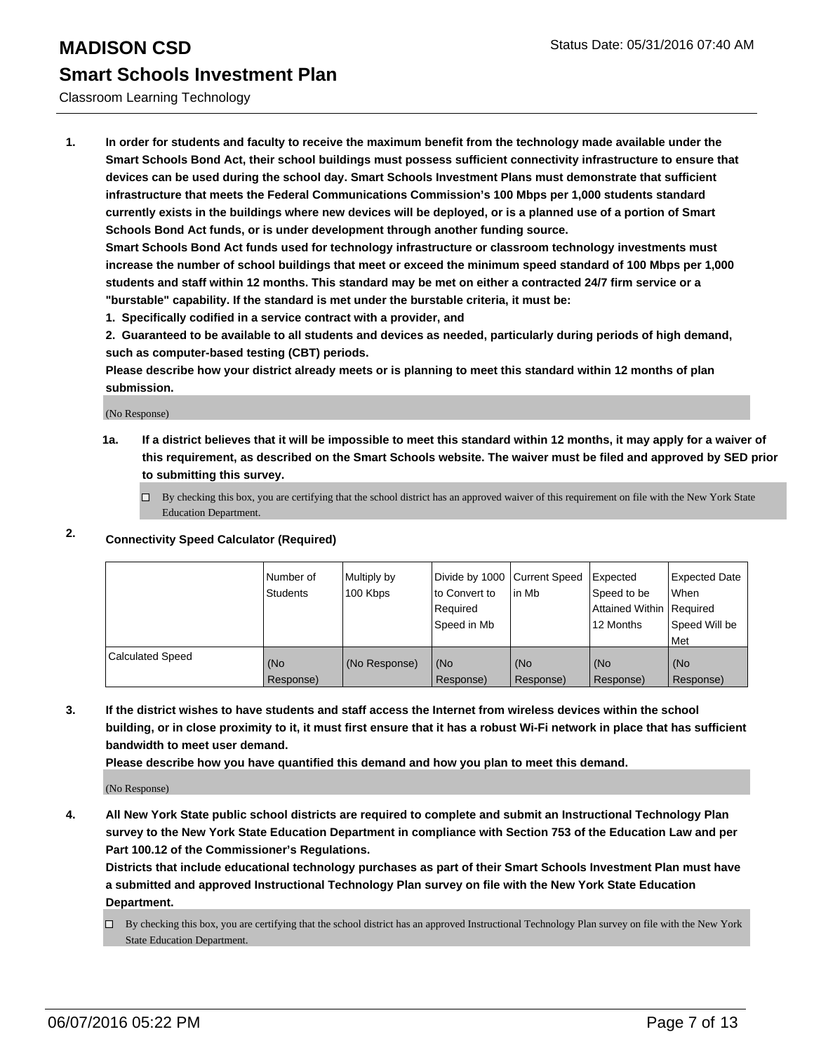# MADISON CSD

## Smart Schools Investment Plan

Classroom Learning Technology

**1. In order for students and faculty to receive the maximum benefit from the technology made available under the Smart Schools Bond Act, their school buildings must possess sufficient connectivity infrastructure to ensure that devices can be used during the school day. Smart Schools Investment Plans must demonstrate that sufficient infrastructure that meets the Federal Communications Commission's 100 Mbps per 1,000 students standard currently exists in the buildings where new devices will be deployed, or is a planned use of a portion of Smart Schools Bond Act funds, or is under development through another funding source.**

**Smart Schools Bond Act funds used for technology infrastructure or classroom technology investments must increase the number of school buildings that meet or exceed the minimum speed standard of 100 Mbps per 1,000 students and staff within 12 months. This standard may be met on either a contracted 24/7 firm service or a "burstable" capability. If the standard is met under the burstable criteria, it must be:**

**1. Specifically codified in a service contract with a provider, and**

**2. Guaranteed to be available to all students and devices as needed, particularly during periods of high demand, such as computer-based testing (CBT) periods.**

**Please describe how your district already meets or is planning to meet this standard within 12 months of plan submission.**

(No Response)

**1a. If a district believes that it will be impossible to meet this standard within 12 months, it may apply for a waiver of this requirement, as described on the Smart Schools website. The waiver must be filed and approved by SED prior to submitting this survey.**

☐ By checking this box, you are certifying that the school district has an approved waiver of this requirement on file with the New York State Education Department.

**2. Connectivity Speed Calculator (Required)**

| | Number of Students | Multiply by 100 Kbps | Divide by 1000 to Convert to Required Speed in Mb | Current Speed in Mb | Expected Speed to be Attained Within 12 Months | Expected Date When Required Speed Will be Met |
|---|---|---|---|---|---|---|
| Calculated Speed | (No Response) | (No Response) | (No Response) | (No Response) | (No Response) | (No Response) |

**3. If the district wishes to have students and staff access the Internet from wireless devices within the school building, or in close proximity to it, it must first ensure that it has a robust Wi-Fi network in place that has sufficient bandwidth to meet user demand.**

**Please describe how you have quantified this demand and how you plan to meet this demand.**

(No Response)

**4. All New York State public school districts are required to complete and submit an Instructional Technology Plan survey to the New York State Education Department in compliance with Section 753 of the Education Law and per Part 100.12 of the Commissioner's Regulations.**

**Districts that include educational technology purchases as part of their Smart Schools Investment Plan must have a submitted and approved Instructional Technology Plan survey on file with the New York State Education Department.**

☐ By checking this box, you are certifying that the school district has an approved Instructional Technology Plan survey on file with the New York State Education Department.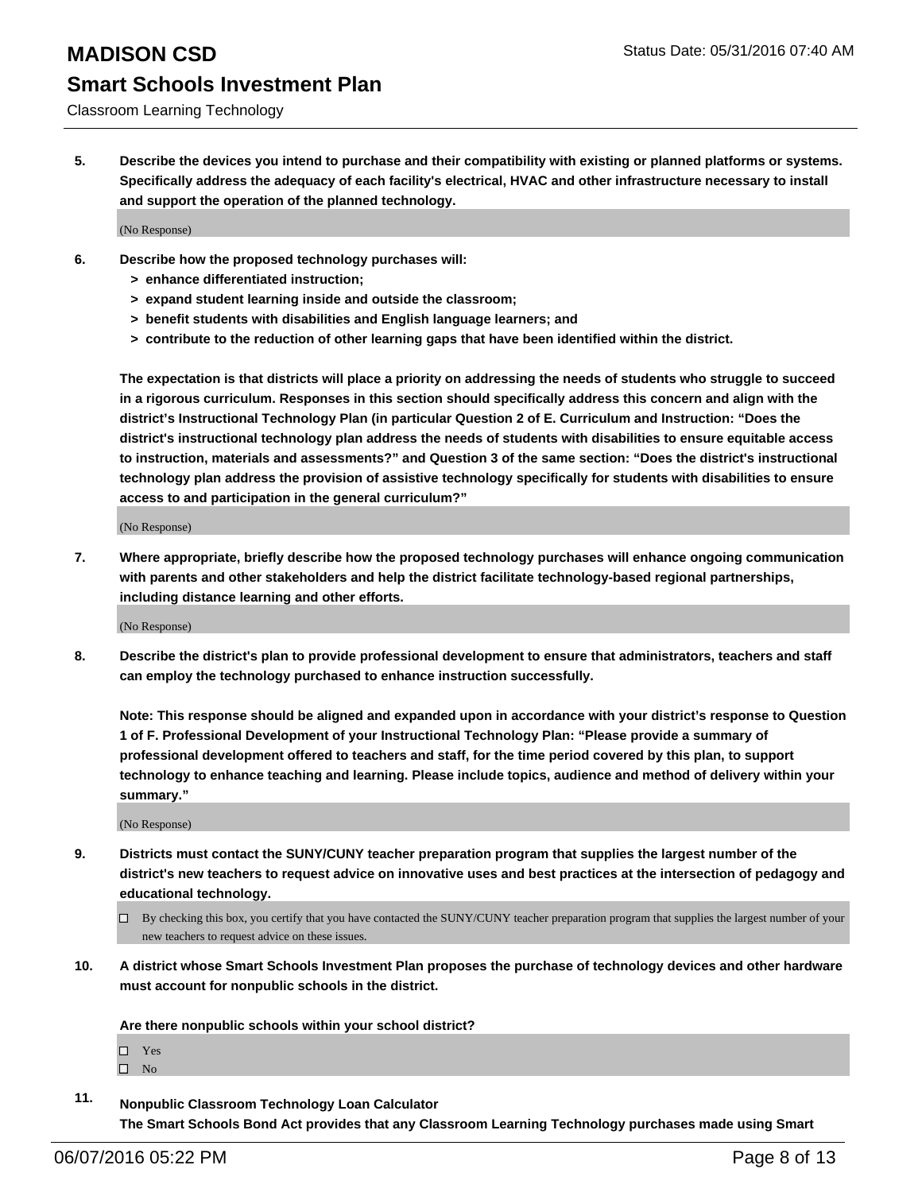**5. Describe the devices you intend to purchase and their compatibility with existing or planned platforms or systems. Specifically address the adequacy of each facility's electrical, HVAC and other infrastructure necessary to install and support the operation of the planned technology.**

(No Response)

**6. Describe how the proposed technology purchases will:**

- **> enhance differentiated instruction;**
- **> expand student learning inside and outside the classroom;**
- **> benefit students with disabilities and English language learners; and**
- **> contribute to the reduction of other learning gaps that have been identified within the district.**

**The expectation is that districts will place a priority on addressing the needs of students who struggle to succeed in a rigorous curriculum. Responses in this section should specifically address this concern and align with the district's Instructional Technology Plan (in particular Question 2 of E. Curriculum and Instruction: "Does the district's instructional technology plan address the needs of students with disabilities to ensure equitable access to instruction, materials and assessments?" and Question 3 of the same section: "Does the district's instructional technology plan address the provision of assistive technology specifically for students with disabilities to ensure access to and participation in the general curriculum?"**

(No Response)

**7. Where appropriate, briefly describe how the proposed technology purchases will enhance ongoing communication with parents and other stakeholders and help the district facilitate technology-based regional partnerships, including distance learning and other efforts.**

(No Response)

**8. Describe the district's plan to provide professional development to ensure that administrators, teachers and staff can employ the technology purchased to enhance instruction successfully.**

**Note: This response should be aligned and expanded upon in accordance with your district's response to Question 1 of F. Professional Development of your Instructional Technology Plan: "Please provide a summary of professional development offered to teachers and staff, for the time period covered by this plan, to support technology to enhance teaching and learning. Please include topics, audience and method of delivery within your summary."**

(No Response)

**9. Districts must contact the SUNY/CUNY teacher preparation program that supplies the largest number of the district's new teachers to request advice on innovative uses and best practices at the intersection of pedagogy and educational technology.**

☐ By checking this box, you certify that you have contacted the SUNY/CUNY teacher preparation program that supplies the largest number of your new teachers to request advice on these issues.

**10. A district whose Smart Schools Investment Plan proposes the purchase of technology devices and other hardware must account for nonpublic schools in the district.**

**Are there nonpublic schools within your school district?**

☐ Yes
☐ No

**11. Nonpublic Classroom Technology Loan Calculator**
**The Smart Schools Bond Act provides that any Classroom Learning Technology purchases made using Smart**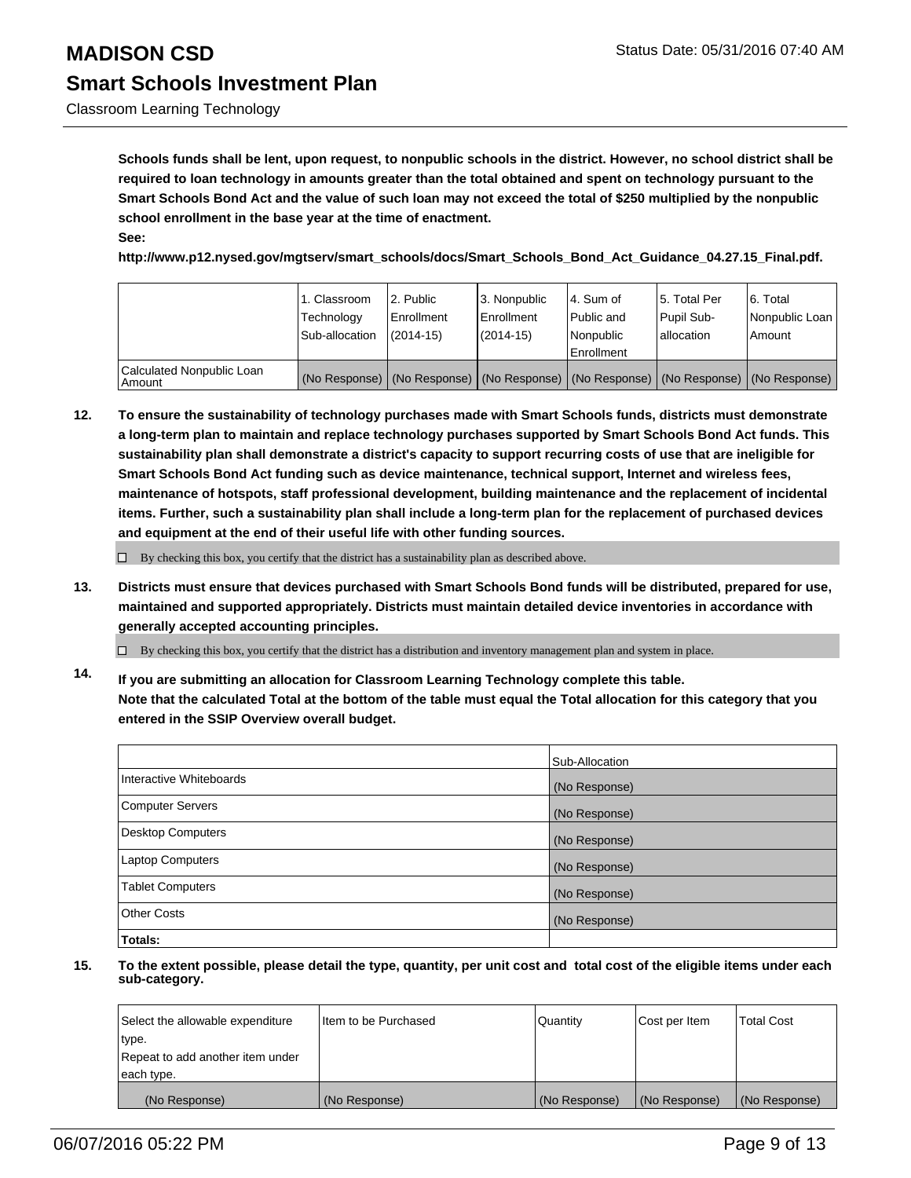**Schools funds shall be lent, upon request, to nonpublic schools in the district. However, no school district shall be required to loan technology in amounts greater than the total obtained and spent on technology pursuant to the Smart Schools Bond Act and the value of such loan may not exceed the total of $250 multiplied by the nonpublic school enrollment in the base year at the time of enactment.**
**See:**
**http://www.p12.nysed.gov/mgtserv/smart_schools/docs/Smart_Schools_Bond_Act_Guidance_04.27.15_Final.pdf.**

| | 1. Classroom Technology Sub-allocation | 2. Public Enrollment (2014-15) | 3. Nonpublic Enrollment (2014-15) | 4. Sum of Public and Nonpublic Enrollment | 5. Total Per Pupil Sub-allocation | 6. Total Nonpublic Loan Amount |
|---|---|---|---|---|---|---|
| Calculated Nonpublic Loan Amount | (No Response) | (No Response) | (No Response) | (No Response) | (No Response) | (No Response) |

**12. To ensure the sustainability of technology purchases made with Smart Schools funds, districts must demonstrate a long-term plan to maintain and replace technology purchases supported by Smart Schools Bond Act funds. This sustainability plan shall demonstrate a district's capacity to support recurring costs of use that are ineligible for Smart Schools Bond Act funding such as device maintenance, technical support, Internet and wireless fees, maintenance of hotspots, staff professional development, building maintenance and the replacement of incidental items. Further, such a sustainability plan shall include a long-term plan for the replacement of purchased devices and equipment at the end of their useful life with other funding sources.**

☐ By checking this box, you certify that the district has a sustainability plan as described above.

**13. Districts must ensure that devices purchased with Smart Schools Bond funds will be distributed, prepared for use, maintained and supported appropriately. Districts must maintain detailed device inventories in accordance with generally accepted accounting principles.**

☐ By checking this box, you certify that the district has a distribution and inventory management plan and system in place.

**14. If you are submitting an allocation for Classroom Learning Technology complete this table. Note that the calculated Total at the bottom of the table must equal the Total allocation for this category that you entered in the SSIP Overview overall budget.**

| | Sub-Allocation |
|---|---|
| Interactive Whiteboards | (No Response) |
| Computer Servers | (No Response) |
| Desktop Computers | (No Response) |
| Laptop Computers | (No Response) |
| Tablet Computers | (No Response) |
| Other Costs | (No Response) |
| **Totals:** | |

**15. To the extent possible, please detail the type, quantity, per unit cost and total cost of the eligible items under each sub-category.**

| Select the allowable expenditure type. Repeat to add another item under each type. | Item to be Purchased | Quantity | Cost per Item | Total Cost |
|---|---|---|---|---|
| (No Response) | (No Response) | (No Response) | (No Response) | (No Response) |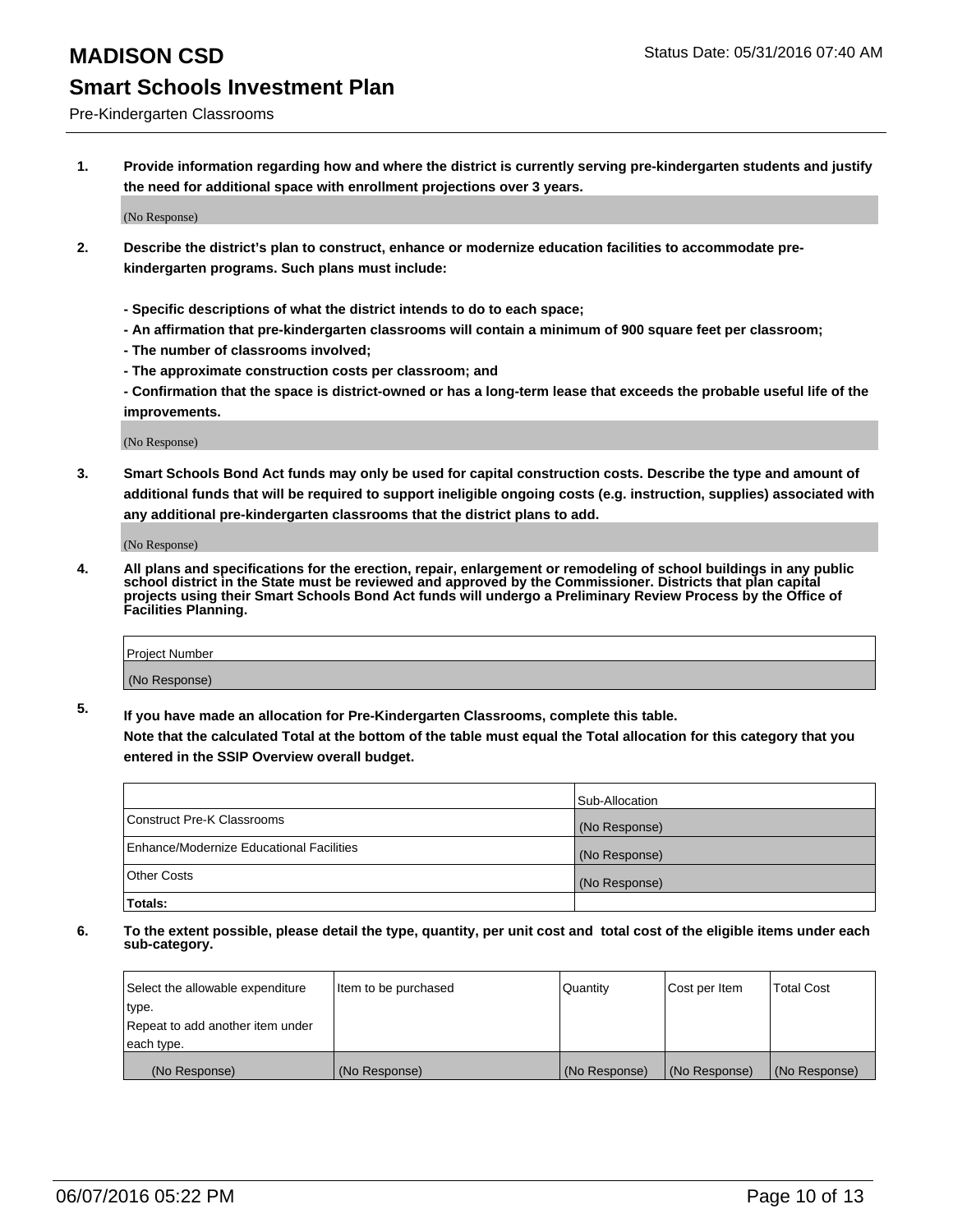# MADISON CSD

Status Date: 05/31/2016 07:40 AM

## Smart Schools Investment Plan

Pre-Kindergarten Classrooms

**1. Provide information regarding how and where the district is currently serving pre-kindergarten students and justify the need for additional space with enrollment projections over 3 years.**

(No Response)

**2. Describe the district's plan to construct, enhance or modernize education facilities to accommodate pre-kindergarten programs. Such plans must include:**

**- Specific descriptions of what the district intends to do to each space;**
**- An affirmation that pre-kindergarten classrooms will contain a minimum of 900 square feet per classroom;**
**- The number of classrooms involved;**
**- The approximate construction costs per classroom; and**
**- Confirmation that the space is district-owned or has a long-term lease that exceeds the probable useful life of the improvements.**

(No Response)

**3. Smart Schools Bond Act funds may only be used for capital construction costs. Describe the type and amount of additional funds that will be required to support ineligible ongoing costs (e.g. instruction, supplies) associated with any additional pre-kindergarten classrooms that the district plans to add.**

(No Response)

**4. All plans and specifications for the erection, repair, enlargement or remodeling of school buildings in any public school district in the State must be reviewed and approved by the Commissioner. Districts that plan capital projects using their Smart Schools Bond Act funds will undergo a Preliminary Review Process by the Office of Facilities Planning.**

| Project Number |
|---|
| (No Response) |

**5. If you have made an allocation for Pre-Kindergarten Classrooms, complete this table. Note that the calculated Total at the bottom of the table must equal the Total allocation for this category that you entered in the SSIP Overview overall budget.**

| | Sub-Allocation |
|---|---|
| Construct Pre-K Classrooms | (No Response) |
| Enhance/Modernize Educational Facilities | (No Response) |
| Other Costs | (No Response) |
| **Totals:** | |

**6. To the extent possible, please detail the type, quantity, per unit cost and total cost of the eligible items under each sub-category.**

| Select the allowable expenditure type. Repeat to add another item under each type. | Item to be purchased | Quantity | Cost per Item | Total Cost |
|---|---|---|---|---|
| (No Response) | (No Response) | (No Response) | (No Response) | (No Response) |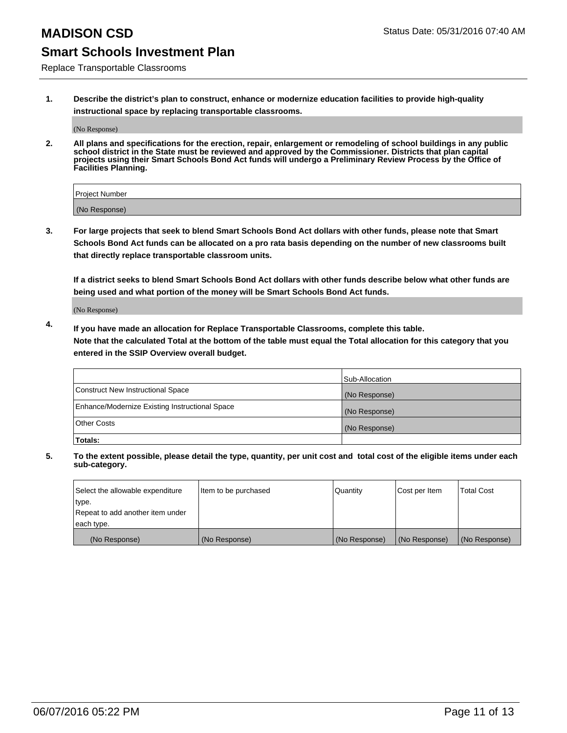# MADISON CSD

## Smart Schools Investment Plan

Replace Transportable Classrooms

**1. Describe the district's plan to construct, enhance or modernize education facilities to provide high-quality instructional space by replacing transportable classrooms.**

(No Response)

**2. All plans and specifications for the erection, repair, enlargement or remodeling of school buildings in any public school district in the State must be reviewed and approved by the Commissioner. Districts that plan capital projects using their Smart Schools Bond Act funds will undergo a Preliminary Review Process by the Office of Facilities Planning.**

| Project Number |
|---|
| (No Response) |

**3. For large projects that seek to blend Smart Schools Bond Act dollars with other funds, please note that Smart Schools Bond Act funds can be allocated on a pro rata basis depending on the number of new classrooms built that directly replace transportable classroom units.**

**If a district seeks to blend Smart Schools Bond Act dollars with other funds describe below what other funds are being used and what portion of the money will be Smart Schools Bond Act funds.**

(No Response)

**4. If you have made an allocation for Replace Transportable Classrooms, complete this table. Note that the calculated Total at the bottom of the table must equal the Total allocation for this category that you entered in the SSIP Overview overall budget.**

| | Sub-Allocation |
|---|---|
| Construct New Instructional Space | (No Response) |
| Enhance/Modernize Existing Instructional Space | (No Response) |
| Other Costs | (No Response) |
| **Totals:** | |

**5. To the extent possible, please detail the type, quantity, per unit cost and total cost of the eligible items under each sub-category.**

| Select the allowable expenditure type. Repeat to add another item under each type. | Item to be purchased | Quantity | Cost per Item | Total Cost |
|---|---|---|---|---|
| (No Response) | (No Response) | (No Response) | (No Response) | (No Response) |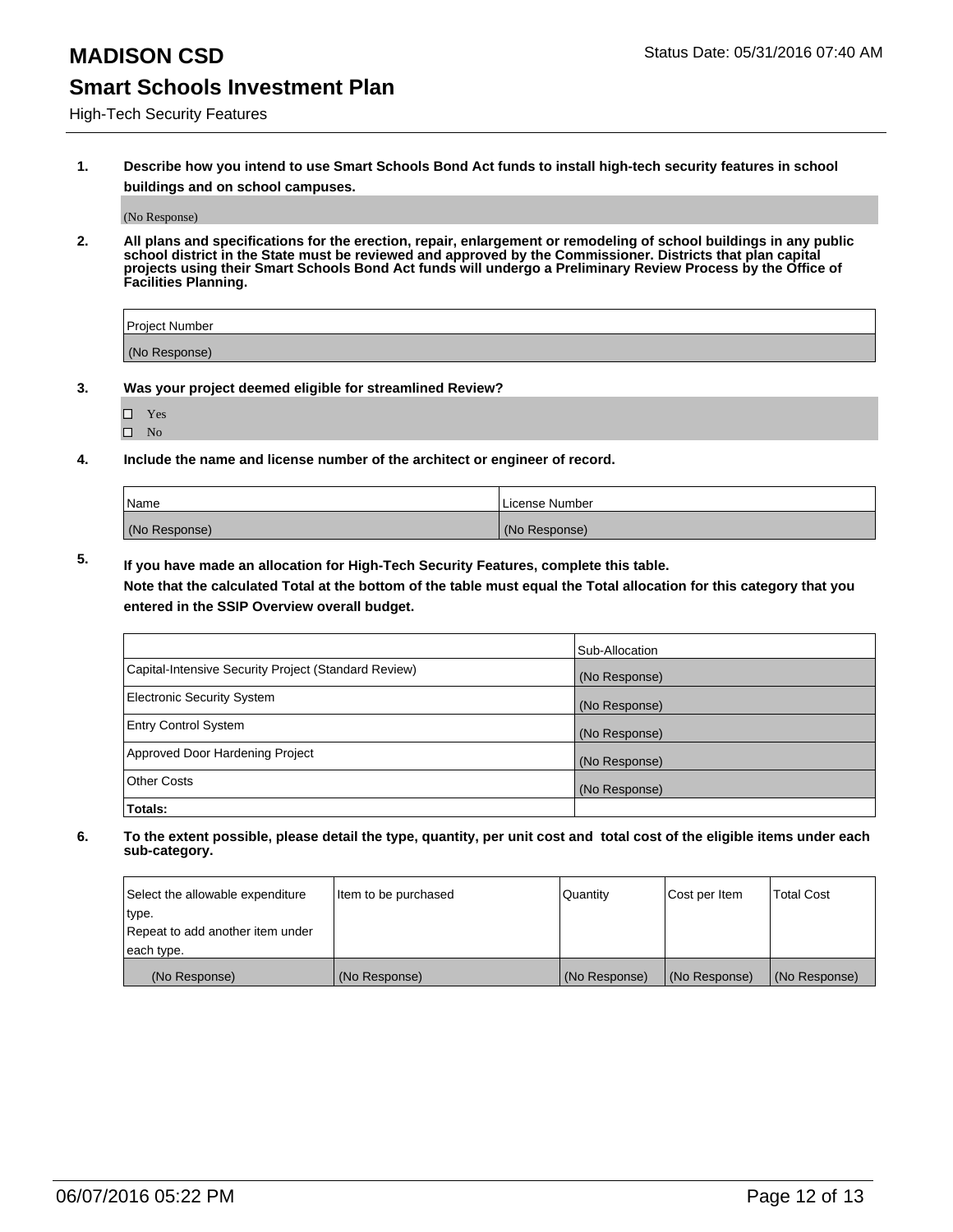# MADISON CSD

Status Date: 05/31/2016 07:40 AM

## Smart Schools Investment Plan

High-Tech Security Features

**1. Describe how you intend to use Smart Schools Bond Act funds to install high-tech security features in school buildings and on school campuses.**

(No Response)

**2. All plans and specifications for the erection, repair, enlargement or remodeling of school buildings in any public school district in the State must be reviewed and approved by the Commissioner. Districts that plan capital projects using their Smart Schools Bond Act funds will undergo a Preliminary Review Process by the Office of Facilities Planning.**

| Project Number |
|---|
| (No Response) |

**3. Was your project deemed eligible for streamlined Review?**

- ☐ Yes
- ☐ No

**4. Include the name and license number of the architect or engineer of record.**

| Name | License Number |
|---|---|
| (No Response) | (No Response) |

**5. If you have made an allocation for High-Tech Security Features, complete this table.**
**Note that the calculated Total at the bottom of the table must equal the Total allocation for this category that you entered in the SSIP Overview overall budget.**

| | Sub-Allocation |
|---|---|
| Capital-Intensive Security Project (Standard Review) | (No Response) |
| Electronic Security System | (No Response) |
| Entry Control System | (No Response) |
| Approved Door Hardening Project | (No Response) |
| Other Costs | (No Response) |
| **Totals:** | |

**6. To the extent possible, please detail the type, quantity, per unit cost and total cost of the eligible items under each sub-category.**

| Select the allowable expenditure type. Repeat to add another item under each type. | Item to be purchased | Quantity | Cost per Item | Total Cost |
|---|---|---|---|---|
| (No Response) | (No Response) | (No Response) | (No Response) | (No Response) |

06/07/2016 05:22 PM